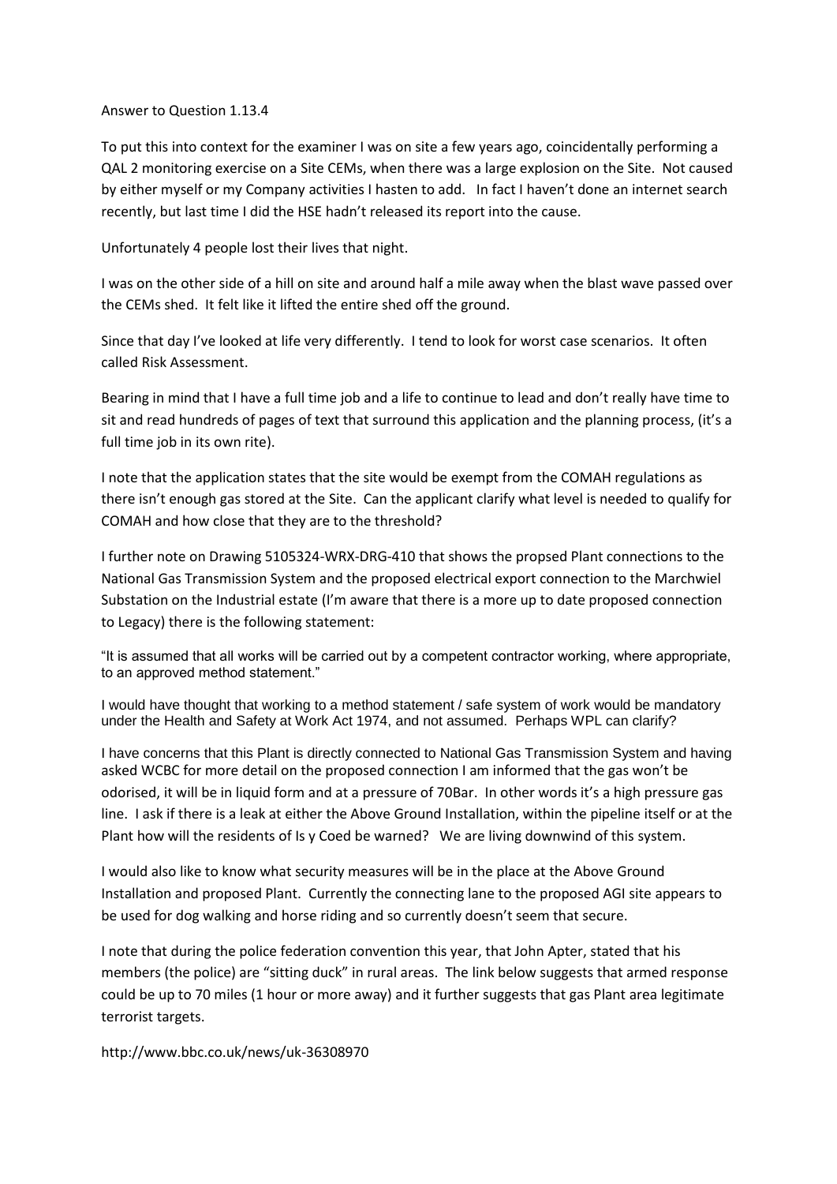Answer to Question 1.13.4

To put this into context for the examiner I was on site a few years ago, coincidentally performing a QAL 2 monitoring exercise on a Site CEMs, when there was a large explosion on the Site. Not caused by either myself or my Company activities I hasten to add. In fact I haven't done an internet search recently, but last time I did the HSE hadn't released its report into the cause.

Unfortunately 4 people lost their lives that night.

I was on the other side of a hill on site and around half a mile away when the blast wave passed over the CEMs shed. It felt like it lifted the entire shed off the ground.

Since that day I've looked at life very differently. I tend to look for worst case scenarios. It often called Risk Assessment.

Bearing in mind that I have a full time job and a life to continue to lead and don't really have time to sit and read hundreds of pages of text that surround this application and the planning process, (it's a full time job in its own rite).

I note that the application states that the site would be exempt from the COMAH regulations as there isn't enough gas stored at the Site. Can the applicant clarify what level is needed to qualify for COMAH and how close that they are to the threshold?

I further note on Drawing 5105324-WRX-DRG-410 that shows the propsed Plant connections to the National Gas Transmission System and the proposed electrical export connection to the Marchwiel Substation on the Industrial estate (I'm aware that there is a more up to date proposed connection to Legacy) there is the following statement:

"It is assumed that all works will be carried out by a competent contractor working, where appropriate, to an approved method statement."

I would have thought that working to a method statement / safe system of work would be mandatory under the Health and Safety at Work Act 1974, and not assumed. Perhaps WPL can clarify?

I have concerns that this Plant is directly connected to National Gas Transmission System and having asked WCBC for more detail on the proposed connection I am informed that the gas won't be odorised, it will be in liquid form and at a pressure of 70Bar. In other words it's a high pressure gas line. I ask if there is a leak at either the Above Ground Installation, within the pipeline itself or at the Plant how will the residents of Is y Coed be warned? We are living downwind of this system.

I would also like to know what security measures will be in the place at the Above Ground Installation and proposed Plant. Currently the connecting lane to the proposed AGI site appears to be used for dog walking and horse riding and so currently doesn't seem that secure.

I note that during the police federation convention this year, that John Apter, stated that his members (the police) are "sitting duck" in rural areas. The link below suggests that armed response could be up to 70 miles (1 hour or more away) and it further suggests that gas Plant area legitimate terrorist targets.

http://www.bbc.co.uk/news/uk-36308970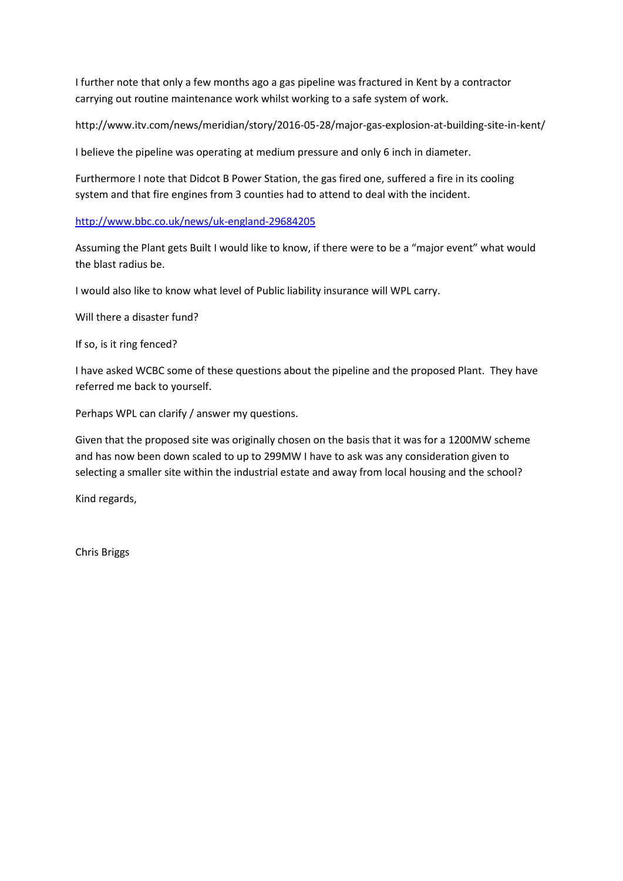I further note that only a few months ago a gas pipeline was fractured in Kent by a contractor carrying out routine maintenance work whilst working to a safe system of work.

http://www.itv.com/news/meridian/story/2016-05-28/major-gas-explosion-at-building-site-in-kent/

I believe the pipeline was operating at medium pressure and only 6 inch in diameter.

Furthermore I note that Didcot B Power Station, the gas fired one, suffered a fire in its cooling system and that fire engines from 3 counties had to attend to deal with the incident.

http://www.bbc.co.uk/news/uk-england-29684205

Assuming the Plant gets Built I would like to know, if there were to be a "major event" what would the blast radius be.

I would also like to know what level of Public liability insurance will WPL carry.

Will there a disaster fund?

If so, is it ring fenced?

I have asked WCBC some of these questions about the pipeline and the proposed Plant. They have referred me back to yourself.

Perhaps WPL can clarify / answer my questions.

Given that the proposed site was originally chosen on the basis that it was for a 1200MW scheme and has now been down scaled to up to 299MW I have to ask was any consideration given to selecting a smaller site within the industrial estate and away from local housing and the school?

Kind regards,

Chris Briggs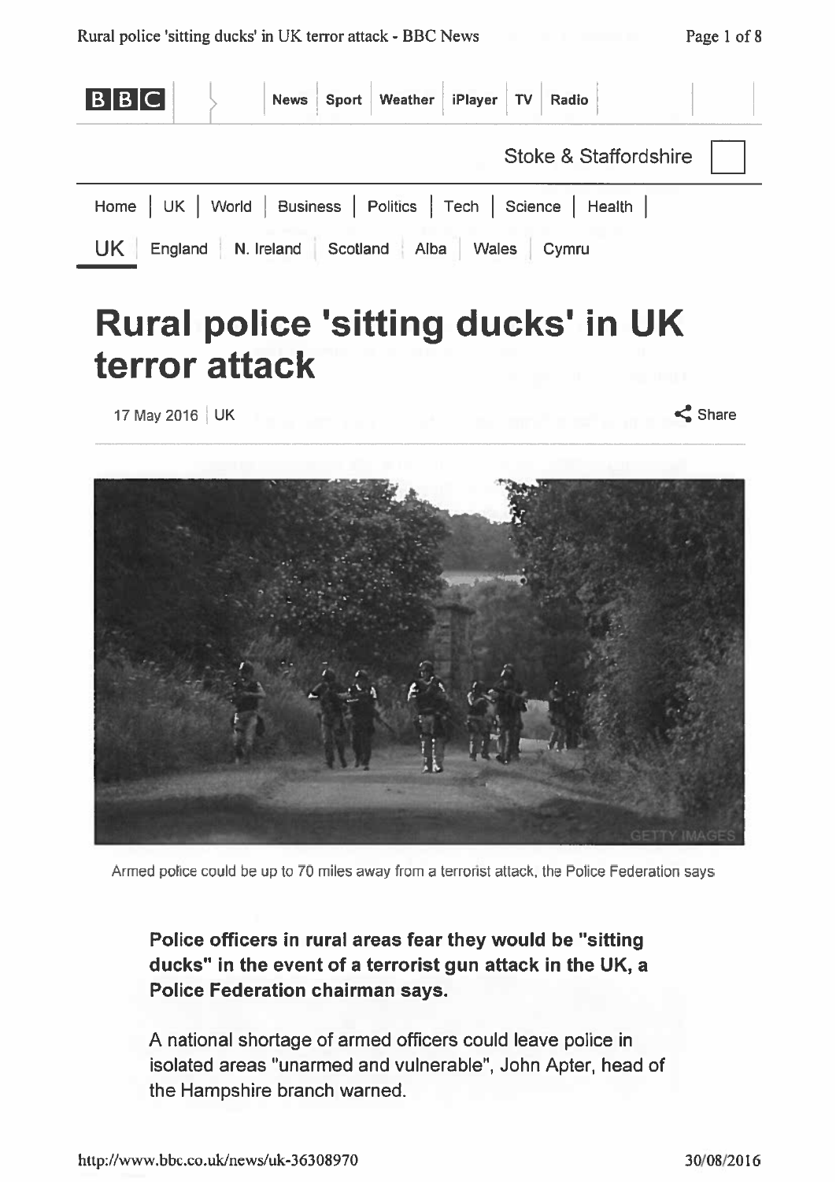# Rural police 'sitting ducks' in UK terror attack

17 May 2016 | UK

Armed police could be up to 70 miles away from a terrorist attack, the Police Federation says

**Police officers in rural areas fear they would be "sitting ducks" in the event of a terrorist gun attack in the UK, a Police Federation chairman says.**

A national shortage of armed officers could leave police in isolated areas "unarmed and vulnerable", John Apter, head of the Hampshire branch warned.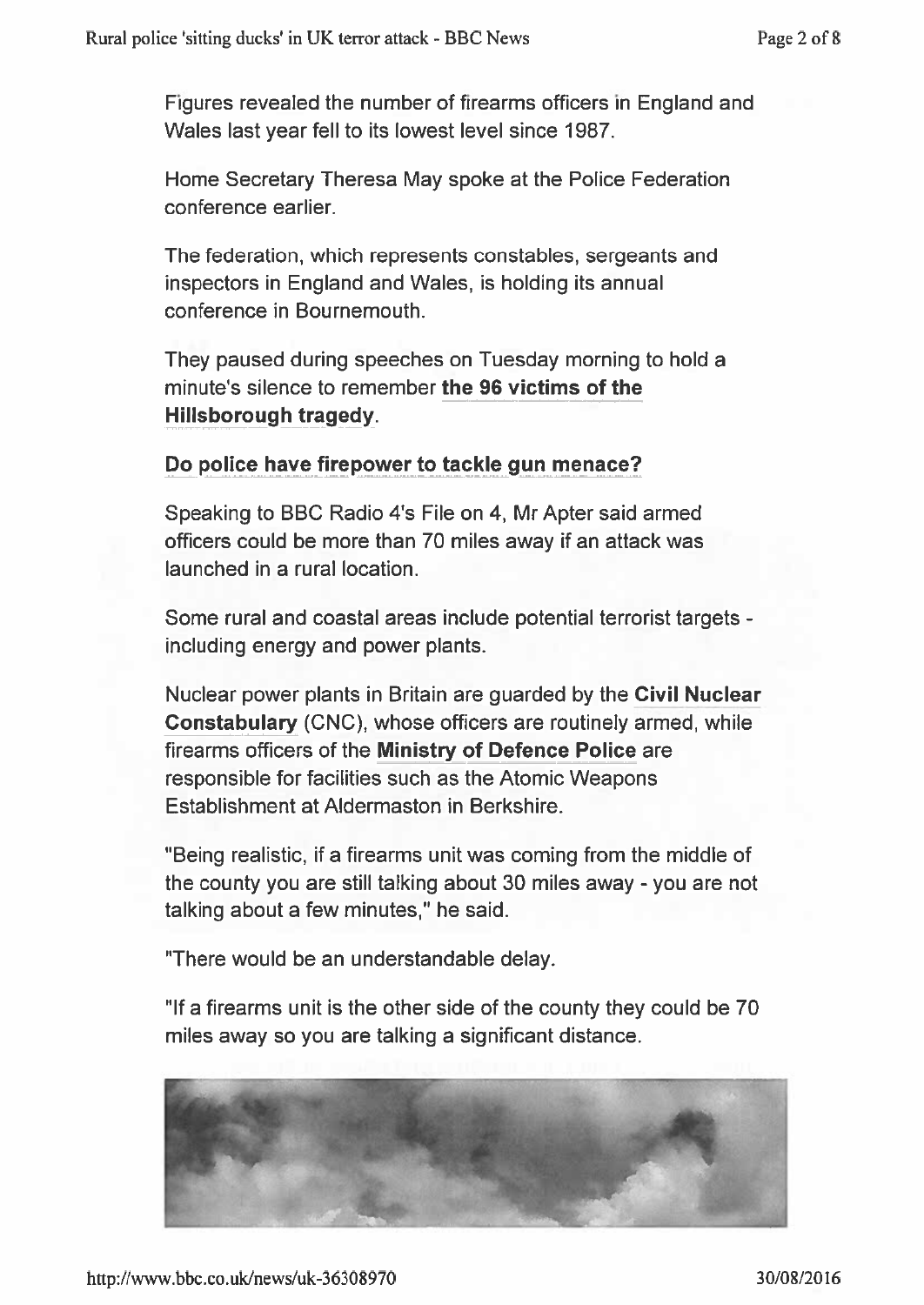Figures revealed the number of firearms officers in England and Wales last year fell to its lowest level since 1987.

Home Secretary Theresa May spoke at the Police Federation conference earlier.

The federation, which represents constables, sergeants and inspectors in England and Wales, is holding its annual conference in Bournemouth.

They paused during speeches on Tuesday morning to hold a minute's silence to remember **the 96 victims of the Hillsborough tragedy**.

**Do police have firepower to tackle gun menace?**

Speaking to BBC Radio 4's File on 4, Mr Apter said armed officers could be more than 70 miles away if an attack was launched in a rural location.

Some rural and coastal areas include potential terrorist targets - including energy and power plants.

Nuclear power plants in Britain are guarded by the **Civil Nuclear Constabulary** (CNC), whose officers are routinely armed, while firearms officers of the **Ministry of Defence Police** are responsible for facilities such as the Atomic Weapons Establishment at Aldermaston in Berkshire.

"Being realistic, if a firearms unit was coming from the middle of the county you are still talking about 30 miles away - you are not talking about a few minutes," he said.

"There would be an understandable delay.

"If a firearms unit is the other side of the county they could be 70 miles away so you are talking a significant distance.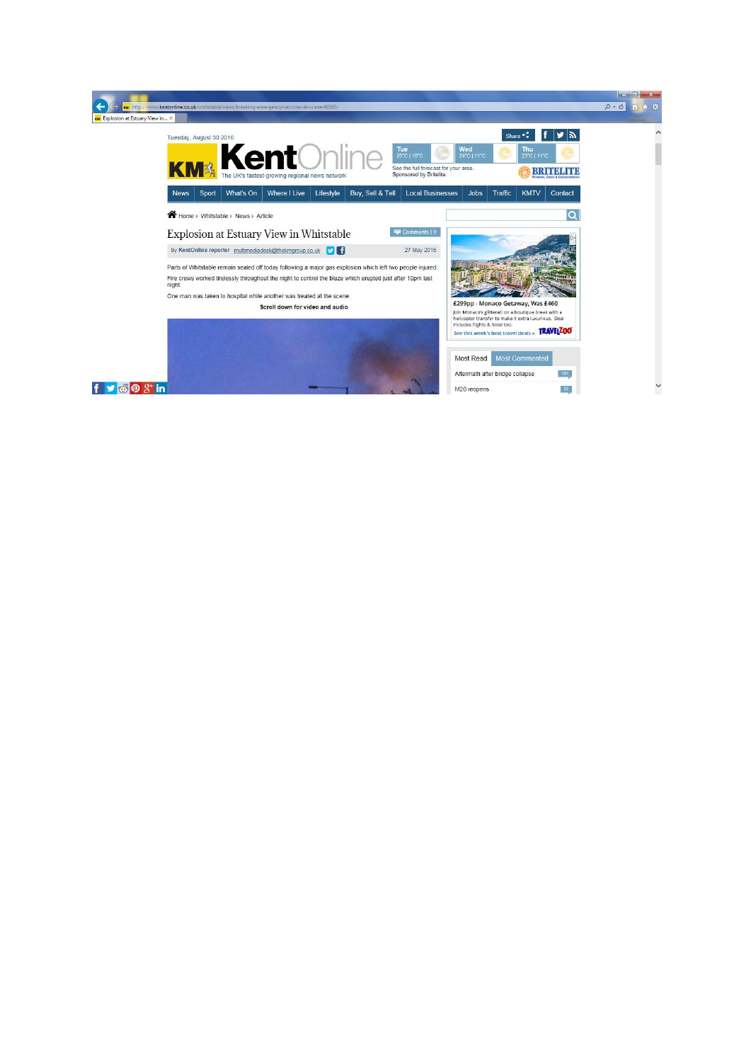http://www.kentonline.co.uk/whitstable/news/breaking-emergency-services-at-scene-96385/

Explosion at Estuary View in...

Tuesday, August 30 2016

KM Kent Online

The UK's fastest-growing regional news network

Share | f | t | rss

Tue 25°C | 10°C

Wed 24°C | 11°C

Thu 23°C | 11°C

See the full forecast for your area.
Sponsored by Britelite.

BRITELITE Windows, Doors & Conservatories

News | Sport | What's On | Where I Live | Lifestyle | Buy, Sell & Tell | Local Businesses | Jobs | Traffic | KMTV | Contact

Home › Whitstable › News › Article

# Explosion at Estuary View in Whitstable

Comments | 9

by KentOnline reporter multimediadesk@thekmgroup.co.uk

27 May 2016

Parts of Whitstable remain sealed off today following a major gas explosion which left two people injured.

Fire crews worked tirelessly throughout the night to control the blaze which erupted just after 10pm last night.

One man was taken to hospital while another was treated at the scene.

**Scroll down for video and audio**

£299pp - Monaco Getaway, Was £460

Join Monaco's glitterati on a boutique break with a helicopter transfer to make it extra luxurious. Deal includes flights & hotel too.

See this week's best travel deals »

TRAVELZOO

Most Read | Most Commented

Aftermath after bridge collapse | 161

M20 reopens | 51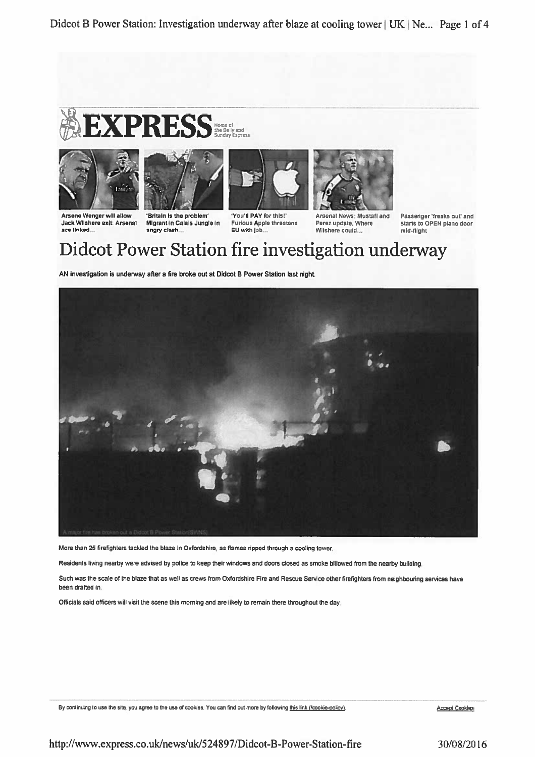# Didcot Power Station fire investigation underway

AN investigation is underway after a fire broke out at Didcot B Power Station last night.

A major fire has broken out a Didcot B Power Station(SWNS)

More than 25 firefighters tackled the blaze in Oxfordshire, as flames ripped through a cooling tower.

Residents living nearby were advised by police to keep their windows and doors closed as smoke billowed from the nearby building.

Such was the scale of the blaze that as well as crews from Oxfordshire Fire and Rescue Service other firefighters from neighbouring services have been drafted in.

Officials said officers will visit the scene this morning and are likely to remain there throughout the day.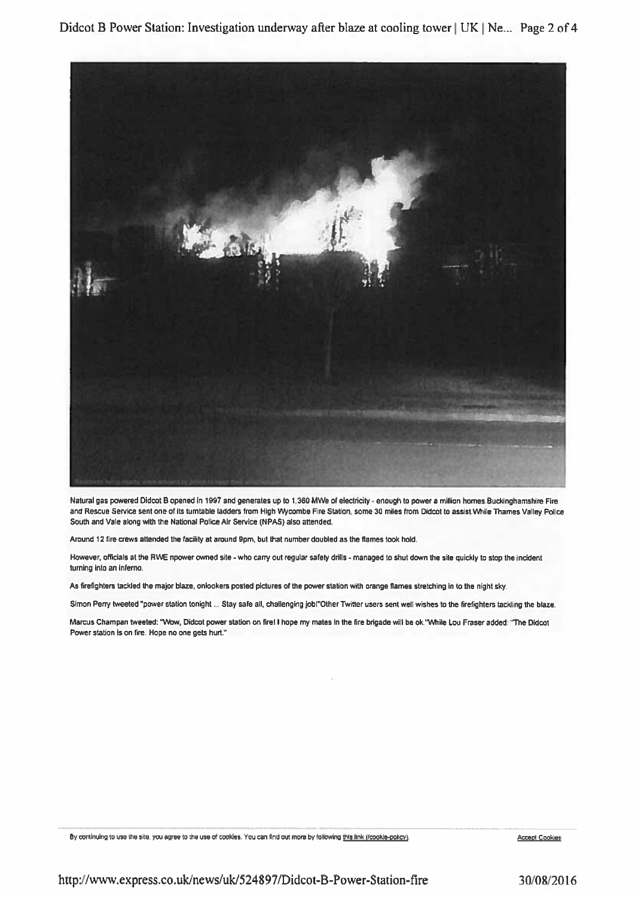Residents living nearby were advised by police to keep their windows and doors shut

Natural gas powered Didcot B opened in 1997 and generates up to 1,360 MWe of electricity - enough to power a million homes.Buckinghamshire Fire and Rescue Service sent one of its turntable ladders from High Wycombe Fire Station, some 30 miles from Didcot to assist.While Thames Valley Police South and Vale along with the National Police Air Service (NPAS) also attended.

Around 12 fire crews attended the facility at around 9pm, but that number doubled as the flames took hold.

However, officials at the RWE npower owned site - who carry out regular safety drills - managed to shut down the site quickly to stop the incident turning into an inferno.

As firefighters tackled the major blaze, onlookers posted pictures of the power station with orange flames stretching in to the night sky.

Simon Perry tweeted "power station tonight ... Stay safe all, challenging job!"Other Twitter users sent well wishes to the firefighters tackling the blaze.

Marcus Champan tweeted: "Wow, Didcot power station on fire! I hope my mates in the fire brigade will be ok."While Lou Fraser added: "The Didcot Power station is on fire. Hope no one gets hurt."

By continuing to use the site, you agree to the use of cookies. You can find out more by following this link (/cookie-policy). Accept Cookies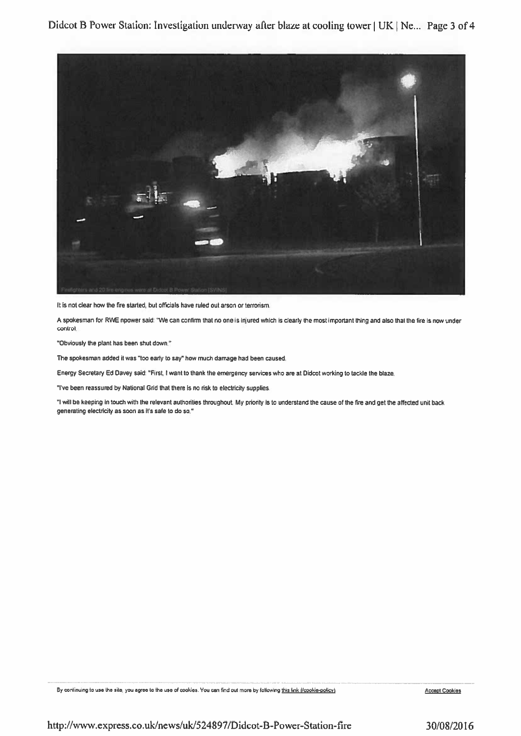Firefighters and 20 fire engines were at Didcot B Power Station [SWNS]

It is not clear how the fire started, but officials have ruled out arson or terrorism.

A spokesman for RWE npower said: "We can confirm that no one is injured which is clearly the most important thing and also that the fire is now under control.

"Obviously the plant has been shut down."

The spokesman added it was "too early to say" how much damage had been caused.

Energy Secretary Ed Davey said: "First, I want to thank the emergency services who are at Didcot working to tackle the blaze.

"I've been reassured by National Grid that there is no risk to electricity supplies.

"I will be keeping in touch with the relevant authorities throughout. My priority is to understand the cause of the fire and get the affected unit back generating electricity as soon as it's safe to do so."

By continuing to use the site, you agree to the use of cookies. You can find out more by following this link (/cookie-policy) Accept Cookies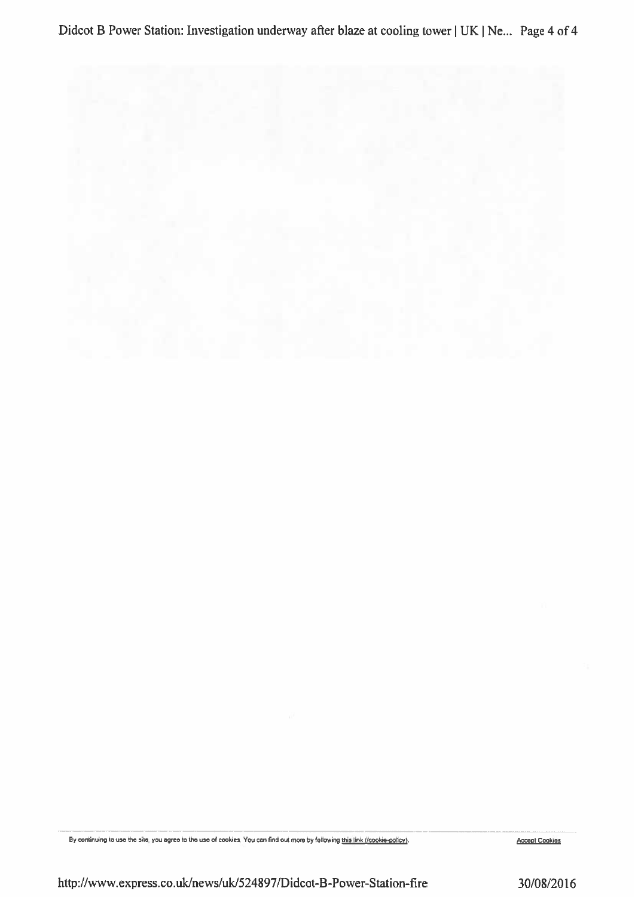By continuing to use the site, you agree to the use of cookies. You can find out more by following this link (/cookie-policy).

Accept Cookies